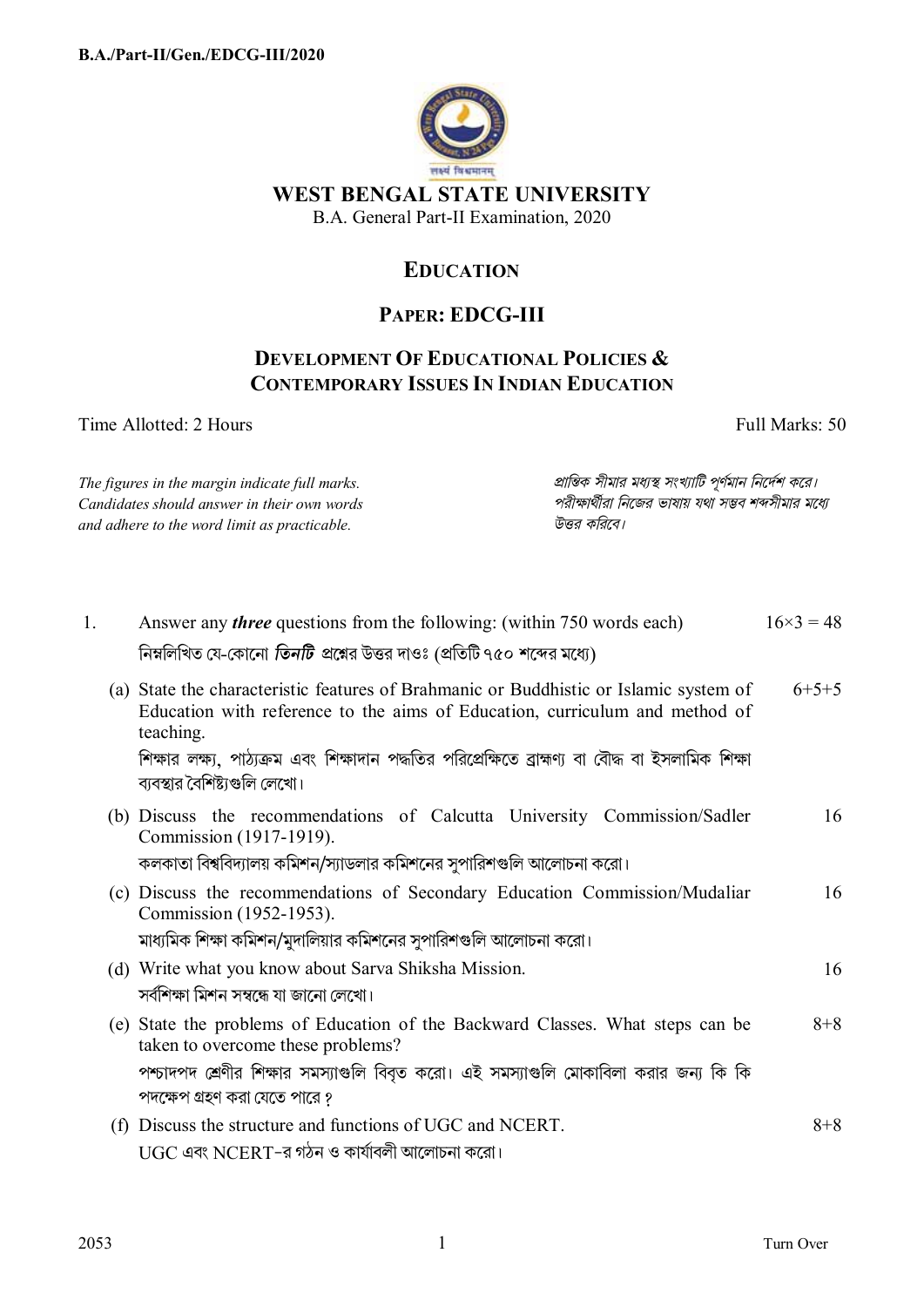B.A./Part-II/Gen./EDCG-III/2020

# WEST BENGAL STATE UNIVERSITY

B.A. General Part-II Examination, 2020

## EDUCATION

## PAPER: EDCG-III

### DEVELOPMENT OF EDUCATIONAL POLICIES & CONTEMPORARY ISSUES IN INDIAN EDUCATION

Time Allotted: 2 Hours — Full Marks: 50

*The figures in the margin indicate full marks. Candidates should answer in their own words and adhere to the word limit as practicable.*

*প্রান্তিক সীমার মধ্যস্থ সংখ্যাটি পূর্ণমান নির্দেশ করে। পরীক্ষার্থীরা নিজের ভাষায় যথা সম্ভব শব্দসীমার মধ্যে উত্তর করিবে।*

1. Answer any ***three*** questions from the following: (within 750 words each) — $16 \times 3 = 48$

   নিম্নলিখিত যে-কোনো ***তিনটি*** প্রশ্নের উত্তর দাওঃ (প্রতিটি ৭৫০ শব্দের মধ্যে)

   (a) State the characteristic features of Brahmanic or Buddhistic or Islamic system of Education with reference to the aims of Education, curriculum and method of teaching. — 6+5+5

   শিক্ষার লক্ষ্য, পাঠ্যক্রম এবং শিক্ষাদান পদ্ধতির পরিপ্রেক্ষিতে ব্রাহ্মণ্য বা বৌদ্ধ বা ইসলামিক শিক্ষা ব্যবস্থার বৈশিষ্ট্যগুলি লেখো।

   (b) Discuss the recommendations of Calcutta University Commission/Sadler Commission (1917-1919). — 16

   কলকাতা বিশ্ববিদ্যালয় কমিশন/স্যাডলার কমিশনের সুপারিশগুলি আলোচনা করো।

   (c) Discuss the recommendations of Secondary Education Commission/Mudaliar Commission (1952-1953). — 16

   মাধ্যমিক শিক্ষা কমিশন/মুদালিয়ার কমিশনের সুপারিশগুলি আলোচনা করো।

   (d) Write what you know about Sarva Shiksha Mission. — 16

   সর্বশিক্ষা মিশন সম্বন্ধে যা জানো লেখো।

   (e) State the problems of Education of the Backward Classes. What steps can be taken to overcome these problems? — 8+8

   পশ্চাদপদ শ্রেণীর শিক্ষার সমস্যাগুলি বিবৃত করো। এই সমস্যাগুলি মোকাবিলা করার জন্য কি কি পদক্ষেপ গ্রহণ করা যেতে পারে?

   (f) Discuss the structure and functions of UGC and NCERT. — 8+8

   UGC এবং NCERT-র গঠন ও কার্যাবলী আলোচনা করো।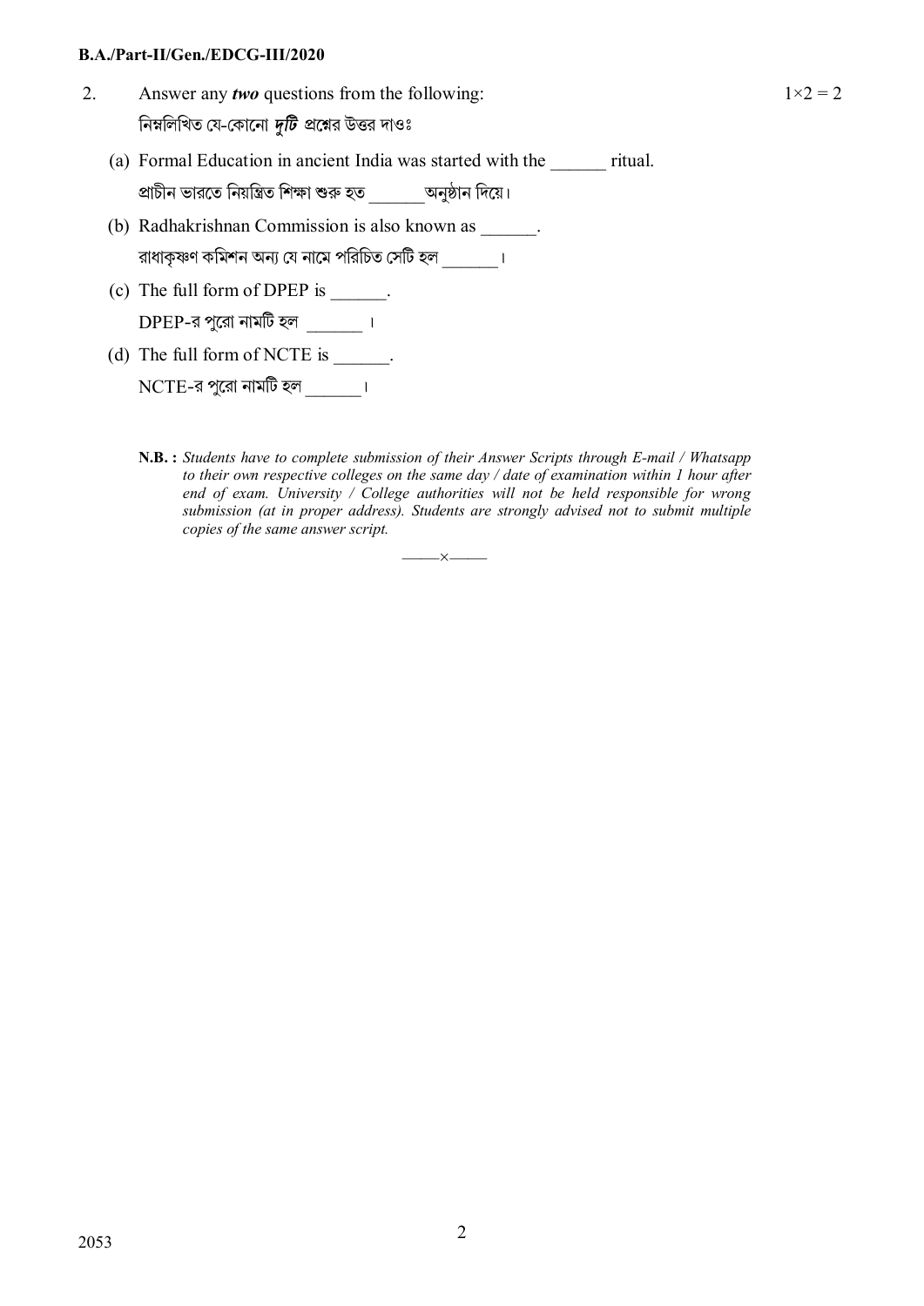2. Answer any ***two*** questions from the following: $1\times2 = 2$

নিম্নলিখিত যে-কোনো ***দুটি*** প্রশ্নের উত্তর দাওঃ

(a) Formal Education in ancient India was started with the ______ ritual.

প্রাচীন ভারতে নিয়ন্ত্রিত শিক্ষা শুরু হত ______অনুষ্ঠান দিয়ে।

(b) Radhakrishnan Commission is also known as ______.

রাধাকৃষ্ণণ কমিশন অন্য যে নামে পরিচিত সেটি হল ______।

(c) The full form of DPEP is ______.

DPEP-র পুরো নামটি হল ______ ।

(d) The full form of NCTE is ______.

NCTE-র পুরো নামটি হল ______।

**N.B. :** *Students have to complete submission of their Answer Scripts through E-mail / Whatsapp to their own respective colleges on the same day / date of examination within 1 hour after end of exam. University / College authorities will not be held responsible for wrong submission (at in proper address). Students are strongly advised not to submit multiple copies of the same answer script.*

——×——